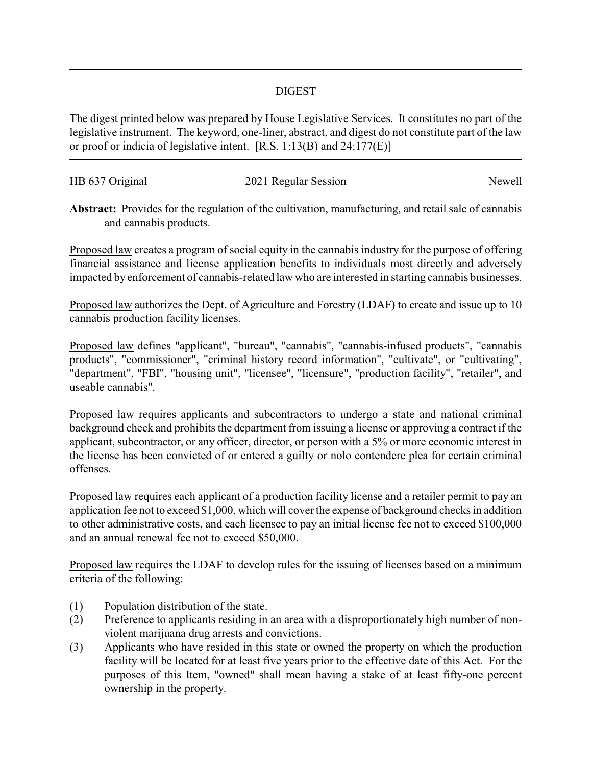# DIGEST

The digest printed below was prepared by House Legislative Services. It constitutes no part of the legislative instrument. The keyword, one-liner, abstract, and digest do not constitute part of the law or proof or indicia of legislative intent. [R.S. 1:13(B) and 24:177(E)]

| HB 637 Original | 2021 Regular Session | Newell |
|---|---|---|

**Abstract:** Provides for the regulation of the cultivation, manufacturing, and retail sale of cannabis and cannabis products.

Proposed law creates a program of social equity in the cannabis industry for the purpose of offering financial assistance and license application benefits to individuals most directly and adversely impacted by enforcement of cannabis-related law who are interested in starting cannabis businesses.

Proposed law authorizes the Dept. of Agriculture and Forestry (LDAF) to create and issue up to 10 cannabis production facility licenses.

Proposed law defines "applicant", "bureau", "cannabis", "cannabis-infused products", "cannabis products", "commissioner", "criminal history record information", "cultivate", or "cultivating", "department", "FBI", "housing unit", "licensee", "licensure", "production facility", "retailer", and useable cannabis".

Proposed law requires applicants and subcontractors to undergo a state and national criminal background check and prohibits the department from issuing a license or approving a contract if the applicant, subcontractor, or any officer, director, or person with a 5% or more economic interest in the license has been convicted of or entered a guilty or nolo contendere plea for certain criminal offenses.

Proposed law requires each applicant of a production facility license and a retailer permit to pay an application fee not to exceed $1,000, which will cover the expense of background checks in addition to other administrative costs, and each licensee to pay an initial license fee not to exceed $100,000 and an annual renewal fee not to exceed $50,000.

Proposed law requires the LDAF to develop rules for the issuing of licenses based on a minimum criteria of the following:

(1) Population distribution of the state.

(2) Preference to applicants residing in an area with a disproportionately high number of non-violent marijuana drug arrests and convictions.

(3) Applicants who have resided in this state or owned the property on which the production facility will be located for at least five years prior to the effective date of this Act. For the purposes of this Item, "owned" shall mean having a stake of at least fifty-one percent ownership in the property.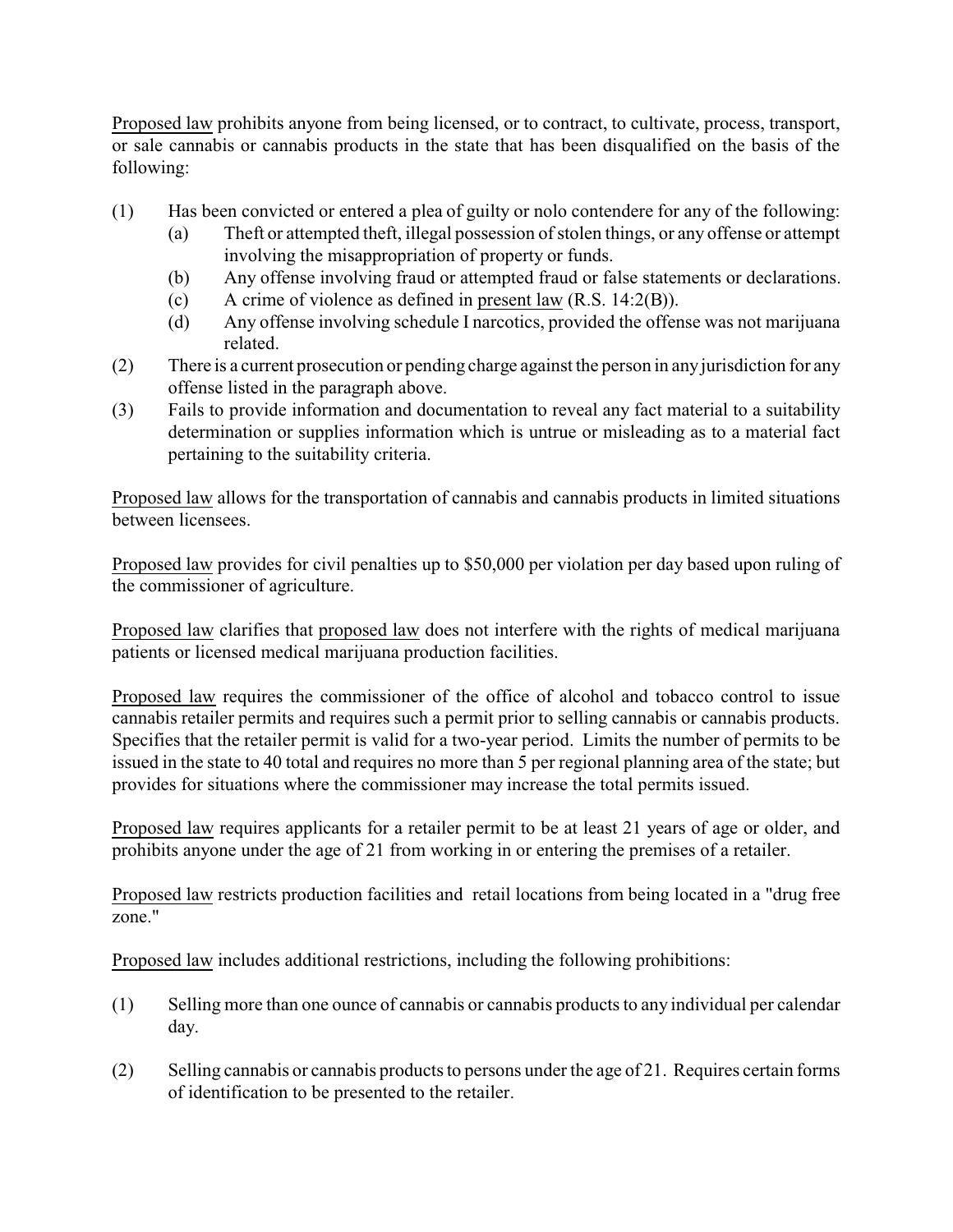Proposed law prohibits anyone from being licensed, or to contract, to cultivate, process, transport, or sale cannabis or cannabis products in the state that has been disqualified on the basis of the following:

(1) Has been convicted or entered a plea of guilty or nolo contendere for any of the following:
   (a) Theft or attempted theft, illegal possession of stolen things, or any offense or attempt involving the misappropriation of property or funds.
   (b) Any offense involving fraud or attempted fraud or false statements or declarations.
   (c) A crime of violence as defined in present law (R.S. 14:2(B)).
   (d) Any offense involving schedule I narcotics, provided the offense was not marijuana related.

(2) There is a current prosecution or pending charge against the person in any jurisdiction for any offense listed in the paragraph above.

(3) Fails to provide information and documentation to reveal any fact material to a suitability determination or supplies information which is untrue or misleading as to a material fact pertaining to the suitability criteria.

Proposed law allows for the transportation of cannabis and cannabis products in limited situations between licensees.

Proposed law provides for civil penalties up to $50,000 per violation per day based upon ruling of the commissioner of agriculture.

Proposed law clarifies that proposed law does not interfere with the rights of medical marijuana patients or licensed medical marijuana production facilities.

Proposed law requires the commissioner of the office of alcohol and tobacco control to issue cannabis retailer permits and requires such a permit prior to selling cannabis or cannabis products. Specifies that the retailer permit is valid for a two-year period. Limits the number of permits to be issued in the state to 40 total and requires no more than 5 per regional planning area of the state; but provides for situations where the commissioner may increase the total permits issued.

Proposed law requires applicants for a retailer permit to be at least 21 years of age or older, and prohibits anyone under the age of 21 from working in or entering the premises of a retailer.

Proposed law restricts production facilities and retail locations from being located in a "drug free zone."

Proposed law includes additional restrictions, including the following prohibitions:

(1) Selling more than one ounce of cannabis or cannabis products to any individual per calendar day.

(2) Selling cannabis or cannabis products to persons under the age of 21. Requires certain forms of identification to be presented to the retailer.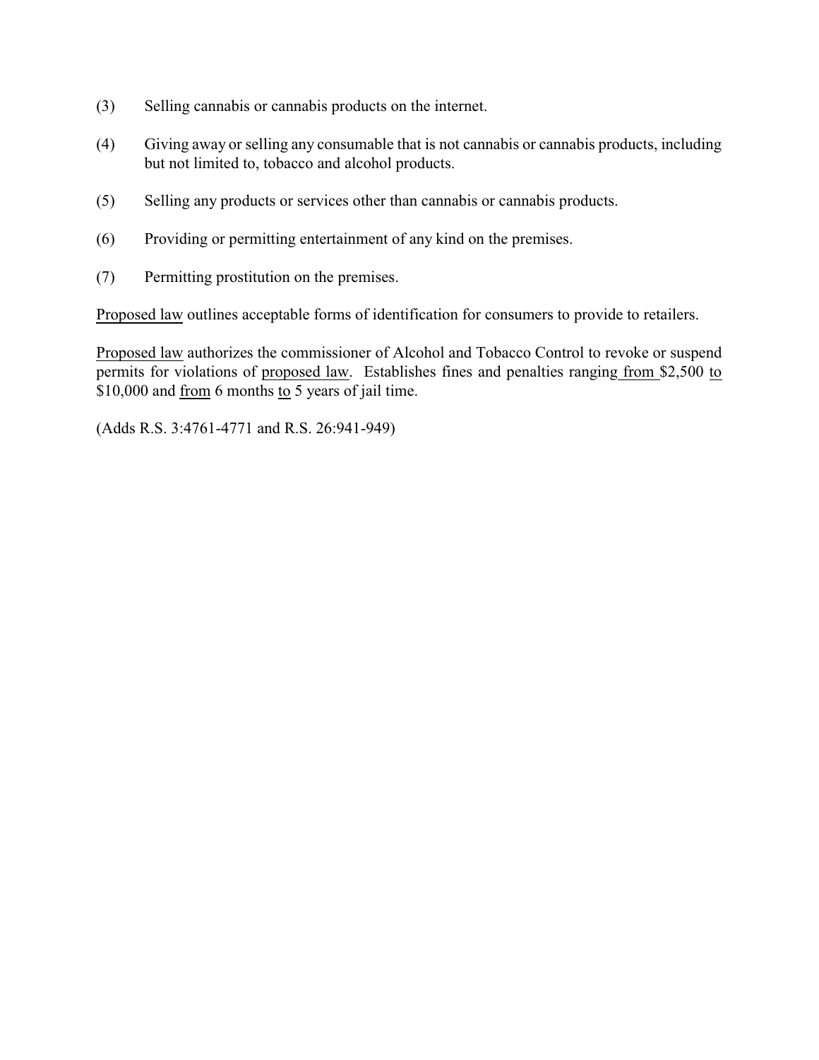(3) Selling cannabis or cannabis products on the internet.

(4) Giving away or selling any consumable that is not cannabis or cannabis products, including but not limited to, tobacco and alcohol products.

(5) Selling any products or services other than cannabis or cannabis products.

(6) Providing or permitting entertainment of any kind on the premises.

(7) Permitting prostitution on the premises.

<u>Proposed law</u> outlines acceptable forms of identification for consumers to provide to retailers.

<u>Proposed law</u> authorizes the commissioner of Alcohol and Tobacco Control to revoke or suspend permits for violations of <u>proposed law</u>. Establishes fines and penalties ranging <u>from</u> $2,500 <u>to</u> $10,000 and <u>from</u> 6 months <u>to</u> 5 years of jail time.

(Adds R.S. 3:4761-4771 and R.S. 26:941-949)